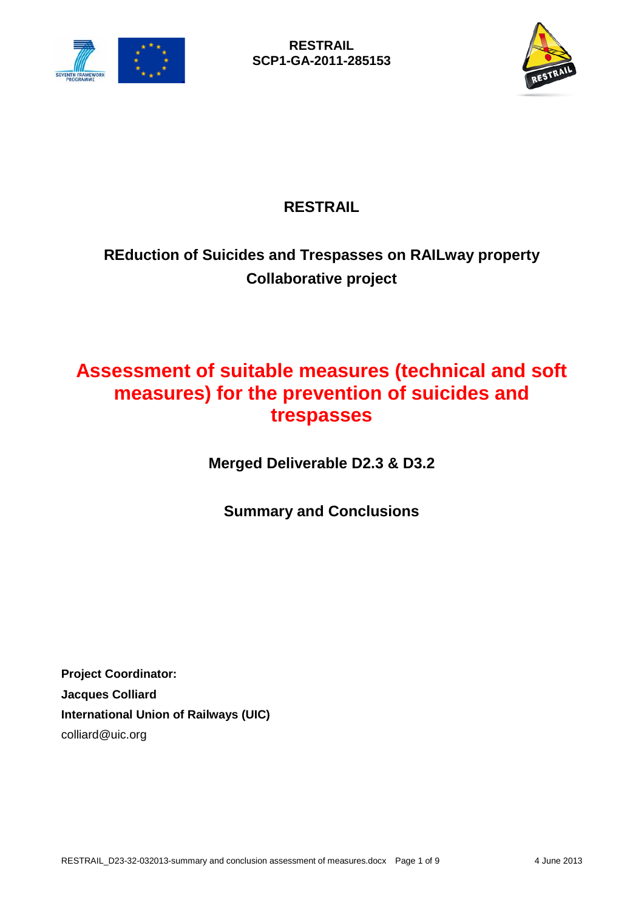RESTRAIL
SCP1-GA-2011-285153

# RESTRAIL

## REduction of Suicides and Trespasses on RAILway property Collaborative project

# Assessment of suitable measures (technical and soft measures) for the prevention of suicides and trespasses

## Merged Deliverable D2.3 & D3.2

## Summary and Conclusions

**Project Coordinator:**
**Jacques Colliard**
**International Union of Railways (UIC)**
colliard@uic.org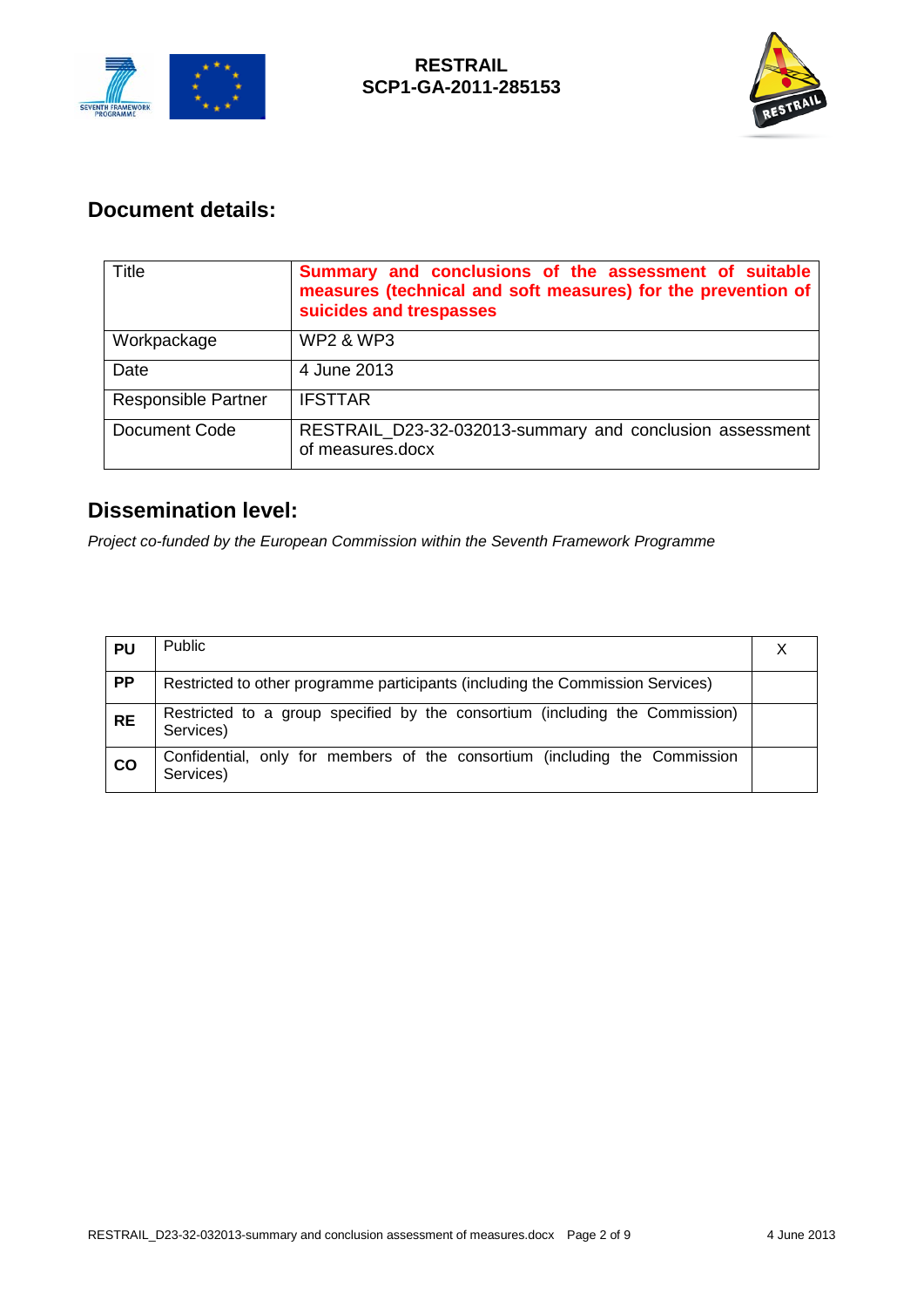## Document details:

| | |
|---|---|
| Title | **Summary and conclusions of the assessment of suitable measures (technical and soft measures) for the prevention of suicides and trespasses** |
| Workpackage | WP2 & WP3 |
| Date | 4 June 2013 |
| Responsible Partner | IFSTTAR |
| Document Code | RESTRAIL_D23-32-032013-summary and conclusion assessment of measures.docx |

## Dissemination level:

*Project co-funded by the European Commission within the Seventh Framework Programme*

| | | |
|---|---|---|
| **PU** | Public | X |
| **PP** | Restricted to other programme participants (including the Commission Services) | |
| **RE** | Restricted to a group specified by the consortium (including the Commission) Services) | |
| **CO** | Confidential, only for members of the consortium (including the Commission Services) | |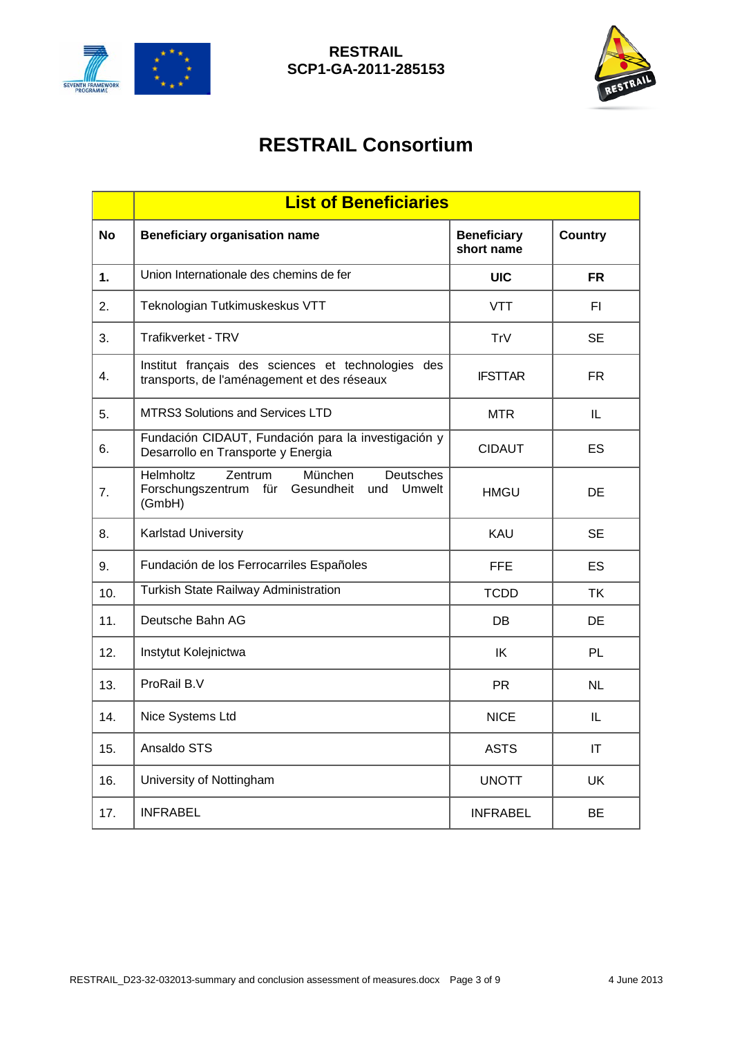# RESTRAIL Consortium

| | List of Beneficiaries | | |
|---|---|---|---|
| **No** | **Beneficiary organisation name** | **Beneficiary short name** | **Country** |
| **1.** | Union Internationale des chemins de fer | **UIC** | **FR** |
| 2. | Teknologian Tutkimuskeskus VTT | VTT | FI |
| 3. | Trafikverket - TRV | TrV | SE |
| 4. | Institut français des sciences et technologies des transports, de l'aménagement et des réseaux | IFSTTAR | FR |
| 5. | MTRS3 Solutions and Services LTD | MTR | IL |
| 6. | Fundación CIDAUT, Fundación para la investigación y Desarrollo en Transporte y Energia | CIDAUT | ES |
| 7. | Helmholtz Zentrum München Deutsches Forschungszentrum für Gesundheit und Umwelt (GmbH) | HMGU | DE |
| 8. | Karlstad University | KAU | SE |
| 9. | Fundación de los Ferrocarriles Españoles | FFE | ES |
| 10. | Turkish State Railway Administration | TCDD | TK |
| 11. | Deutsche Bahn AG | DB | DE |
| 12. | Instytut Kolejnictwa | IK | PL |
| 13. | ProRail B.V | PR | NL |
| 14. | Nice Systems Ltd | NICE | IL |
| 15. | Ansaldo STS | ASTS | IT |
| 16. | University of Nottingham | UNOTT | UK |
| 17. | INFRABEL | INFRABEL | BE |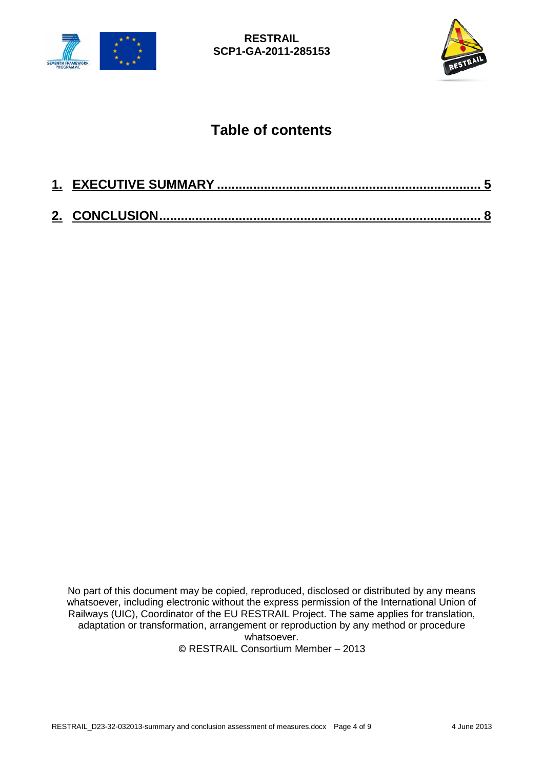# Table of contents

1. EXECUTIVE SUMMARY .................................................................... 5

2. CONCLUSION.................................................................................... 8

No part of this document may be copied, reproduced, disclosed or distributed by any means whatsoever, including electronic without the express permission of the International Union of Railways (UIC), Coordinator of the EU RESTRAIL Project. The same applies for translation, adaptation or transformation, arrangement or reproduction by any method or procedure whatsoever.

© RESTRAIL Consortium Member – 2013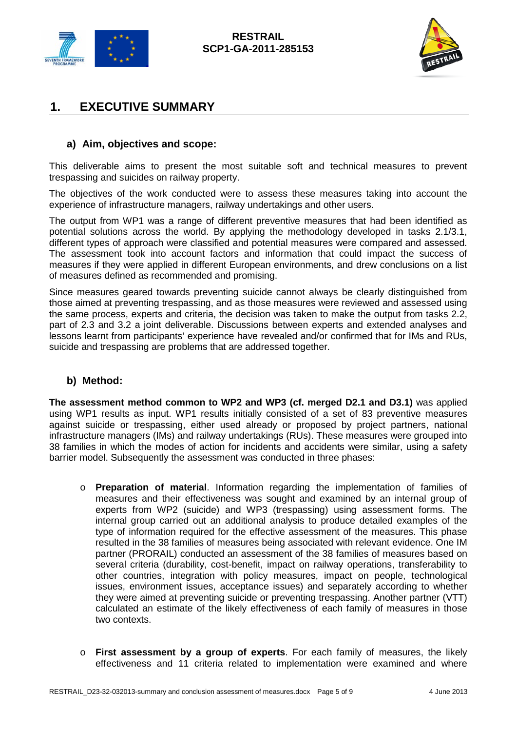# 1. EXECUTIVE SUMMARY

## a) Aim, objectives and scope:

This deliverable aims to present the most suitable soft and technical measures to prevent trespassing and suicides on railway property.

The objectives of the work conducted were to assess these measures taking into account the experience of infrastructure managers, railway undertakings and other users.

The output from WP1 was a range of different preventive measures that had been identified as potential solutions across the world. By applying the methodology developed in tasks 2.1/3.1, different types of approach were classified and potential measures were compared and assessed. The assessment took into account factors and information that could impact the success of measures if they were applied in different European environments, and drew conclusions on a list of measures defined as recommended and promising.

Since measures geared towards preventing suicide cannot always be clearly distinguished from those aimed at preventing trespassing, and as those measures were reviewed and assessed using the same process, experts and criteria, the decision was taken to make the output from tasks 2.2, part of 2.3 and 3.2 a joint deliverable. Discussions between experts and extended analyses and lessons learnt from participants' experience have revealed and/or confirmed that for IMs and RUs, suicide and trespassing are problems that are addressed together.

## b) Method:

**The assessment method common to WP2 and WP3 (cf. merged D2.1 and D3.1)** was applied using WP1 results as input. WP1 results initially consisted of a set of 83 preventive measures against suicide or trespassing, either used already or proposed by project partners, national infrastructure managers (IMs) and railway undertakings (RUs). These measures were grouped into 38 families in which the modes of action for incidents and accidents were similar, using a safety barrier model. Subsequently the assessment was conducted in three phases:

- **Preparation of material**. Information regarding the implementation of families of measures and their effectiveness was sought and examined by an internal group of experts from WP2 (suicide) and WP3 (trespassing) using assessment forms. The internal group carried out an additional analysis to produce detailed examples of the type of information required for the effective assessment of the measures. This phase resulted in the 38 families of measures being associated with relevant evidence. One IM partner (PRORAIL) conducted an assessment of the 38 families of measures based on several criteria (durability, cost-benefit, impact on railway operations, transferability to other countries, integration with policy measures, impact on people, technological issues, environment issues, acceptance issues) and separately according to whether they were aimed at preventing suicide or preventing trespassing. Another partner (VTT) calculated an estimate of the likely effectiveness of each family of measures in those two contexts.

- **First assessment by a group of experts**. For each family of measures, the likely effectiveness and 11 criteria related to implementation were examined and where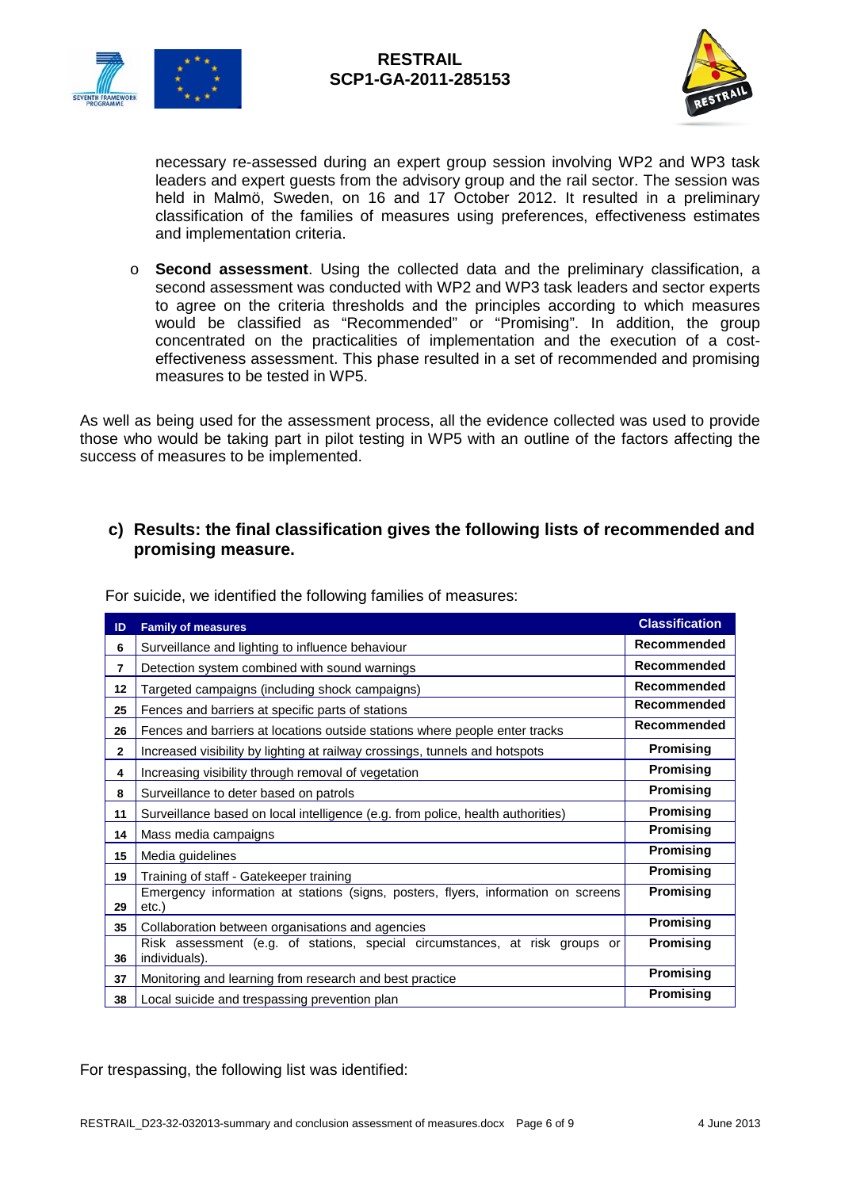necessary re-assessed during an expert group session involving WP2 and WP3 task leaders and expert guests from the advisory group and the rail sector. The session was held in Malmö, Sweden, on 16 and 17 October 2012. It resulted in a preliminary classification of the families of measures using preferences, effectiveness estimates and implementation criteria.

- **Second assessment**. Using the collected data and the preliminary classification, a second assessment was conducted with WP2 and WP3 task leaders and sector experts to agree on the criteria thresholds and the principles according to which measures would be classified as "Recommended" or "Promising". In addition, the group concentrated on the practicalities of implementation and the execution of a cost-effectiveness assessment. This phase resulted in a set of recommended and promising measures to be tested in WP5.

As well as being used for the assessment process, all the evidence collected was used to provide those who would be taking part in pilot testing in WP5 with an outline of the factors affecting the success of measures to be implemented.

### c) Results: the final classification gives the following lists of recommended and promising measure.

For suicide, we identified the following families of measures:

| ID | Family of measures | Classification |
|---|---|---|
| 6 | Surveillance and lighting to influence behaviour | Recommended |
| 7 | Detection system combined with sound warnings | Recommended |
| 12 | Targeted campaigns (including shock campaigns) | Recommended |
| 25 | Fences and barriers at specific parts of stations | Recommended |
| 26 | Fences and barriers at locations outside stations where people enter tracks | Recommended |
| 2 | Increased visibility by lighting at railway crossings, tunnels and hotspots | Promising |
| 4 | Increasing visibility through removal of vegetation | Promising |
| 8 | Surveillance to deter based on patrols | Promising |
| 11 | Surveillance based on local intelligence (e.g. from police, health authorities) | Promising |
| 14 | Mass media campaigns | Promising |
| 15 | Media guidelines | Promising |
| 19 | Training of staff - Gatekeeper training | Promising |
| 29 | Emergency information at stations (signs, posters, flyers, information on screens etc.) | Promising |
| 35 | Collaboration between organisations and agencies | Promising |
| 36 | Risk assessment (e.g. of stations, special circumstances, at risk groups or individuals). | Promising |
| 37 | Monitoring and learning from research and best practice | Promising |
| 38 | Local suicide and trespassing prevention plan | Promising |

For trespassing, the following list was identified: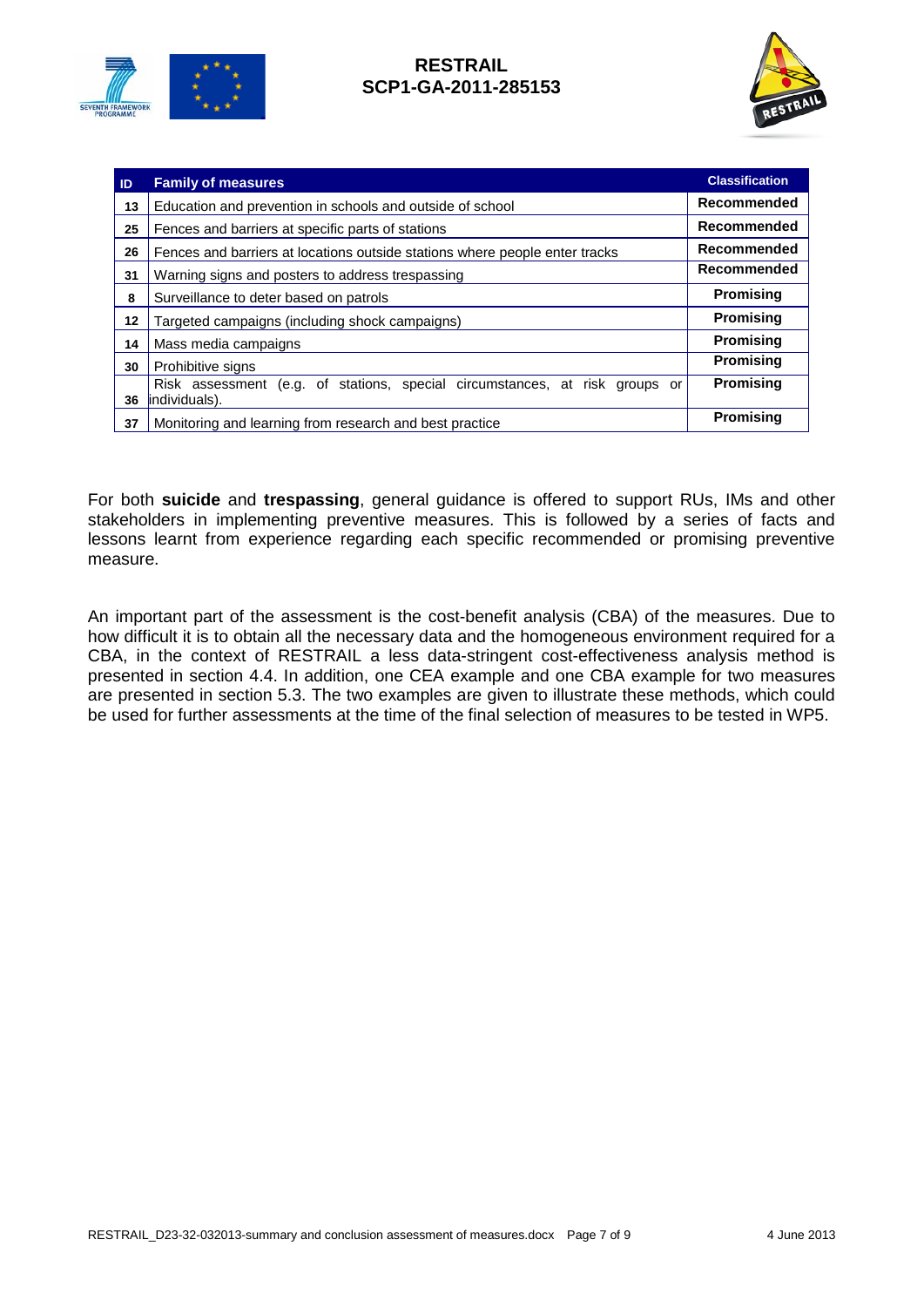| ID | Family of measures | Classification |
|---|---|---|
| 13 | Education and prevention in schools and outside of school | Recommended |
| 25 | Fences and barriers at specific parts of stations | Recommended |
| 26 | Fences and barriers at locations outside stations where people enter tracks | Recommended |
| 31 | Warning signs and posters to address trespassing | Recommended |
| 8 | Surveillance to deter based on patrols | Promising |
| 12 | Targeted campaigns (including shock campaigns) | Promising |
| 14 | Mass media campaigns | Promising |
| 30 | Prohibitive signs | Promising |
| 36 | Risk assessment (e.g. of stations, special circumstances, at risk groups or individuals). | Promising |
| 37 | Monitoring and learning from research and best practice | Promising |

For both **suicide** and **trespassing**, general guidance is offered to support RUs, IMs and other stakeholders in implementing preventive measures. This is followed by a series of facts and lessons learnt from experience regarding each specific recommended or promising preventive measure.

An important part of the assessment is the cost-benefit analysis (CBA) of the measures. Due to how difficult it is to obtain all the necessary data and the homogeneous environment required for a CBA, in the context of RESTRAIL a less data-stringent cost-effectiveness analysis method is presented in section 4.4. In addition, one CEA example and one CBA example for two measures are presented in section 5.3. The two examples are given to illustrate these methods, which could be used for further assessments at the time of the final selection of measures to be tested in WP5.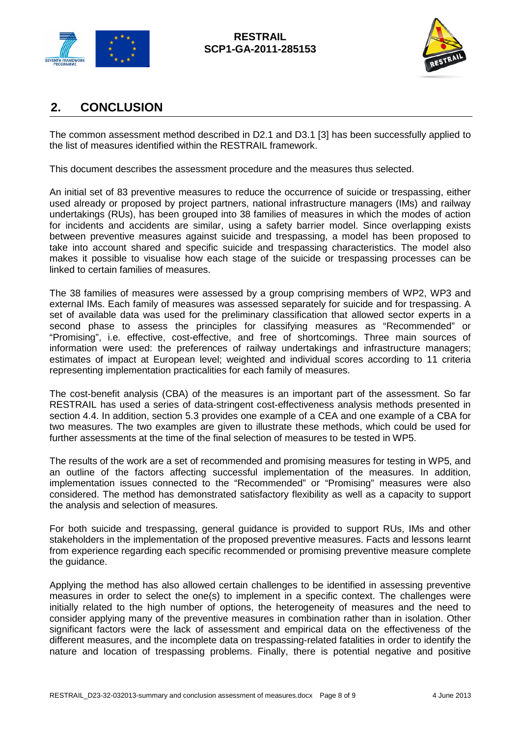## 2. CONCLUSION

The common assessment method described in D2.1 and D3.1 [3] has been successfully applied to the list of measures identified within the RESTRAIL framework.

This document describes the assessment procedure and the measures thus selected.

An initial set of 83 preventive measures to reduce the occurrence of suicide or trespassing, either used already or proposed by project partners, national infrastructure managers (IMs) and railway undertakings (RUs), has been grouped into 38 families of measures in which the modes of action for incidents and accidents are similar, using a safety barrier model. Since overlapping exists between preventive measures against suicide and trespassing, a model has been proposed to take into account shared and specific suicide and trespassing characteristics. The model also makes it possible to visualise how each stage of the suicide or trespassing processes can be linked to certain families of measures.

The 38 families of measures were assessed by a group comprising members of WP2, WP3 and external IMs. Each family of measures was assessed separately for suicide and for trespassing. A set of available data was used for the preliminary classification that allowed sector experts in a second phase to assess the principles for classifying measures as "Recommended" or "Promising", i.e. effective, cost-effective, and free of shortcomings. Three main sources of information were used: the preferences of railway undertakings and infrastructure managers; estimates of impact at European level; weighted and individual scores according to 11 criteria representing implementation practicalities for each family of measures.

The cost-benefit analysis (CBA) of the measures is an important part of the assessment. So far RESTRAIL has used a series of data-stringent cost-effectiveness analysis methods presented in section 4.4. In addition, section 5.3 provides one example of a CEA and one example of a CBA for two measures. The two examples are given to illustrate these methods, which could be used for further assessments at the time of the final selection of measures to be tested in WP5.

The results of the work are a set of recommended and promising measures for testing in WP5, and an outline of the factors affecting successful implementation of the measures. In addition, implementation issues connected to the "Recommended" or "Promising" measures were also considered. The method has demonstrated satisfactory flexibility as well as a capacity to support the analysis and selection of measures.

For both suicide and trespassing, general guidance is provided to support RUs, IMs and other stakeholders in the implementation of the proposed preventive measures. Facts and lessons learnt from experience regarding each specific recommended or promising preventive measure complete the guidance.

Applying the method has also allowed certain challenges to be identified in assessing preventive measures in order to select the one(s) to implement in a specific context. The challenges were initially related to the high number of options, the heterogeneity of measures and the need to consider applying many of the preventive measures in combination rather than in isolation. Other significant factors were the lack of assessment and empirical data on the effectiveness of the different measures, and the incomplete data on trespassing-related fatalities in order to identify the nature and location of trespassing problems. Finally, there is potential negative and positive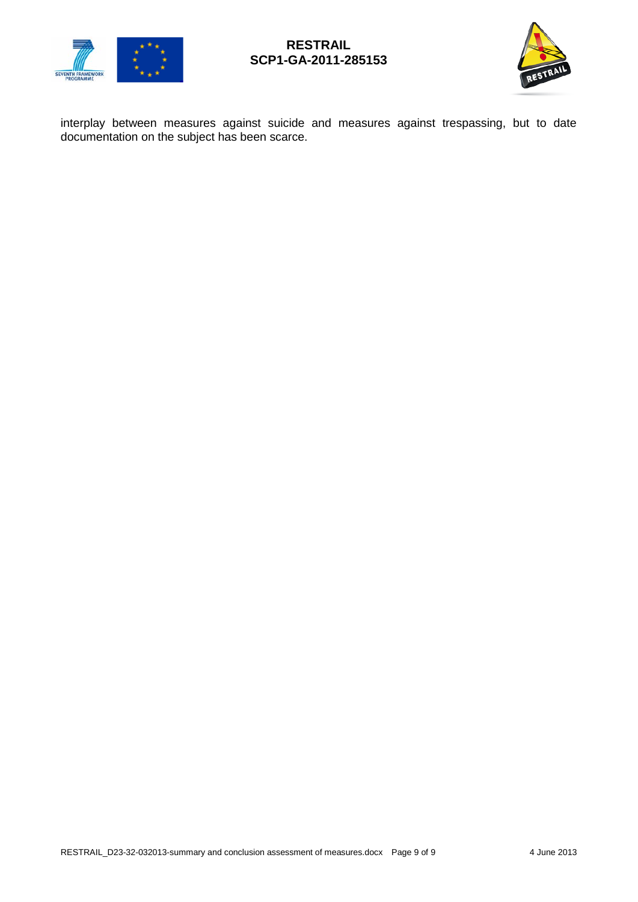interplay between measures against suicide and measures against trespassing, but to date documentation on the subject has been scarce.